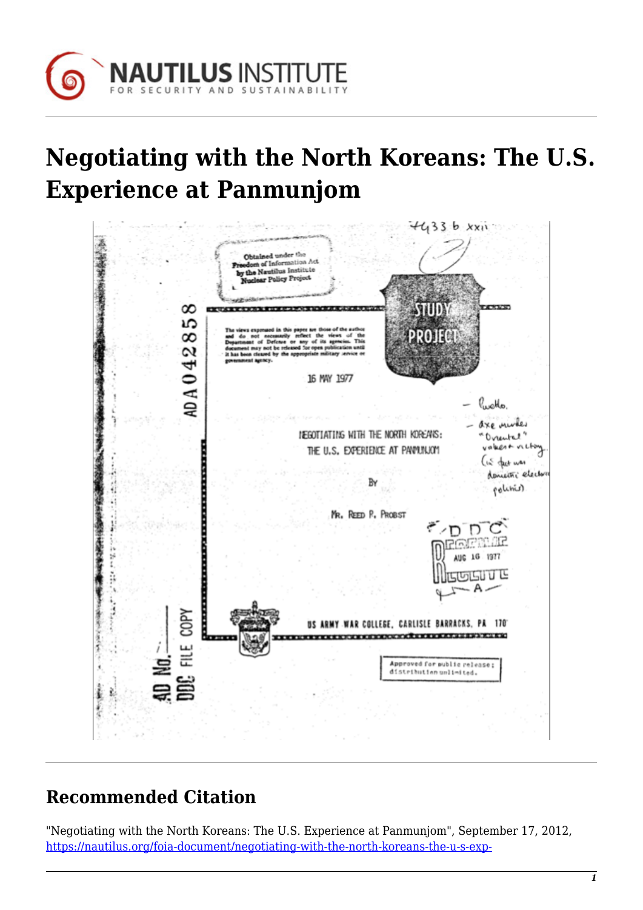# Negotiating with the North Koreans: The U.S. Experience at Panmunjom

4433 b xxii

Obtained under the Freedom of Information Act by the Nautilus Institute Nuclear Policy Project

AD A 042858

The views expressed in this paper are those of the author and do not necessarily reflect the views of the Department of Defense or any of its agencies. This document may not be released for open publication until it has been cleared by the appropriate military service or government agency.

STUDY PROJECT

16 MAY 1977

NEGOTIATING WITH THE NORTH KOREANS: THE U.S. EXPERIENCE AT PANMUNJOM

BY

MR. REED P. PROBST

– Pueblo,
– axe murder
"Oriental" values → victory
(in fact was domestic electoral politics)

DDC
AUG 16 1977

US ARMY WAR COLLEGE, CARLISLE BARRACKS, PA 170

AD No.
DDC FILE COPY

Approved for public release; distribution unlimited.

## Recommended Citation

"Negotiating with the North Koreans: The U.S. Experience at Panmunjom", September 17, 2012, https://nautilus.org/foia-document/negotiating-with-the-north-koreans-the-u-s-exp-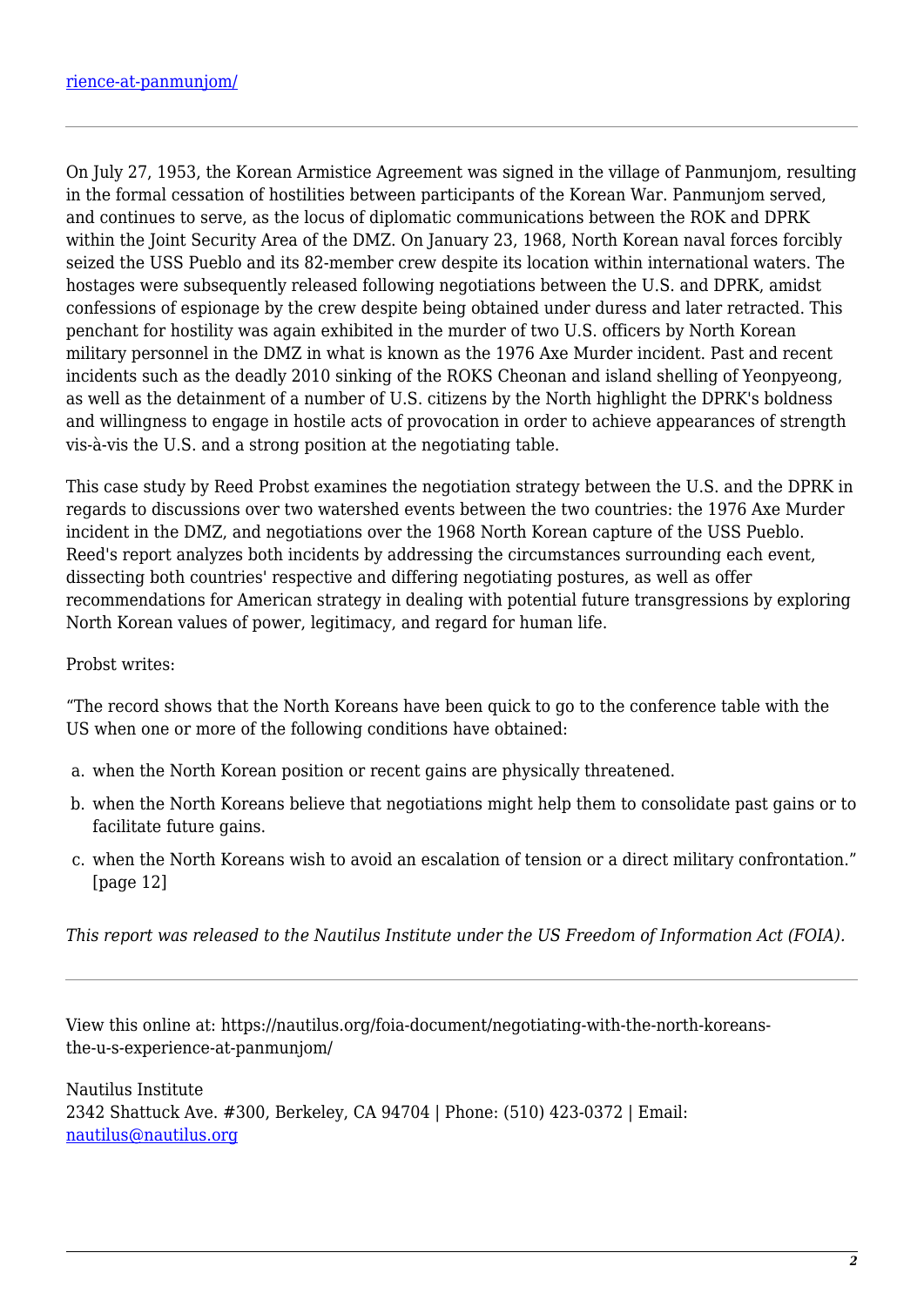[rience-at-panmunjom/](https://nautilus.org/foia-document/negotiating-with-the-north-koreans-the-u-s-experience-at-panmunjom/)

---

On July 27, 1953, the Korean Armistice Agreement was signed in the village of Panmunjom, resulting in the formal cessation of hostilities between participants of the Korean War. Panmunjom served, and continues to serve, as the locus of diplomatic communications between the ROK and DPRK within the Joint Security Area of the DMZ. On January 23, 1968, North Korean naval forces forcibly seized the USS Pueblo and its 82-member crew despite its location within international waters. The hostages were subsequently released following negotiations between the U.S. and DPRK, amidst confessions of espionage by the crew despite being obtained under duress and later retracted. This penchant for hostility was again exhibited in the murder of two U.S. officers by North Korean military personnel in the DMZ in what is known as the 1976 Axe Murder incident. Past and recent incidents such as the deadly 2010 sinking of the ROKS Cheonan and island shelling of Yeonpyeong, as well as the detainment of a number of U.S. citizens by the North highlight the DPRK's boldness and willingness to engage in hostile acts of provocation in order to achieve appearances of strength vis-à-vis the U.S. and a strong position at the negotiating table.

This case study by Reed Probst examines the negotiation strategy between the U.S. and the DPRK in regards to discussions over two watershed events between the two countries: the 1976 Axe Murder incident in the DMZ, and negotiations over the 1968 North Korean capture of the USS Pueblo. Reed's report analyzes both incidents by addressing the circumstances surrounding each event, dissecting both countries' respective and differing negotiating postures, as well as offer recommendations for American strategy in dealing with potential future transgressions by exploring North Korean values of power, legitimacy, and regard for human life.

Probst writes:

"The record shows that the North Koreans have been quick to go to the conference table with the US when one or more of the following conditions have obtained:

a. when the North Korean position or recent gains are physically threatened.
b. when the North Koreans believe that negotiations might help them to consolidate past gains or to facilitate future gains.
c. when the North Koreans wish to avoid an escalation of tension or a direct military confrontation." [page 12]

*This report was released to the Nautilus Institute under the US Freedom of Information Act (FOIA).*

---

View this online at: https://nautilus.org/foia-document/negotiating-with-the-north-koreans-the-u-s-experience-at-panmunjom/

Nautilus Institute
2342 Shattuck Ave. #300, Berkeley, CA 94704 | Phone: (510) 423-0372 | Email: [nautilus@nautilus.org](mailto:nautilus@nautilus.org)